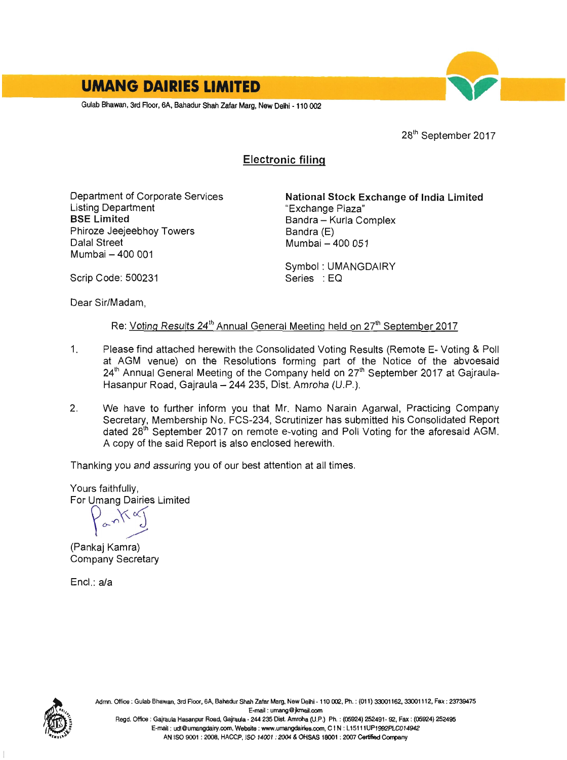# UMANG DAIRIES LIMITED

Gulab Bhawan, 3rd Floor, 6A, Bahadur Shah Zafar Marg, New Delhi - 110 002

28th September 2017

## Electronic filing

Department of Corporate Services
Listing Department
**BSE Limited**
Phiroze Jeejeebhoy Towers
Dalal Street
Mumbai – 400 001

Scrip Code: 500231

**National Stock Exchange of India Limited**
"Exchange Plaza"
Bandra – Kurla Complex
Bandra (E)
Mumbai – 400 051

Symbol : UMANGDAIRY
Series : EQ

Dear Sir/Madam,

Re: Voting Results 24th Annual General Meeting held on 27th September 2017

1. Please find attached herewith the Consolidated Voting Results (Remote E- Voting & Poll at AGM venue) on the Resolutions forming part of the Notice of the abvoesaid 24th Annual General Meeting of the Company held on 27th September 2017 at Gajraula-Hasanpur Road, Gajraula – 244 235, Dist. Amroha (U.P.).

2. We have to further inform you that Mr. Namo Narain Agarwal, Practicing Company Secretary, Membership No. FCS-234, Scrutinizer has submitted his Consolidated Report dated 28th September 2017 on remote e-voting and Poll Voting for the aforesaid AGM. A copy of the said Report is also enclosed herewith.

Thanking you and assuring you of our best attention at all times.

Yours faithfully,
For Umang Dairies Limited

(Pankaj Kamra)
Company Secretary

Encl.: a/a

Admn. Office : Gulab Bhawan, 3rd Floor, 6A, Bahadur Shah Zafar Marg, New Delhi - 110 002, Ph. : (011) 33001162, 33001112, Fax : 23739475
E-mail : umang@jkmail.com
Regd. Office : Gajraula Hasanpur Road, Gajraula - 244 235 Dist. Amroha (U.P.) Ph. : (05924) 252491- 92, Fax : (05924) 252495
E-mail : udl@umangdairy.com, Website : www.umangdairies.com, CIN : L15111UP1992PLC014942
AN ISO 9001 : 2008, HACCP, ISO 14001 : 2004 & OHSAS 18001 : 2007 Certified Company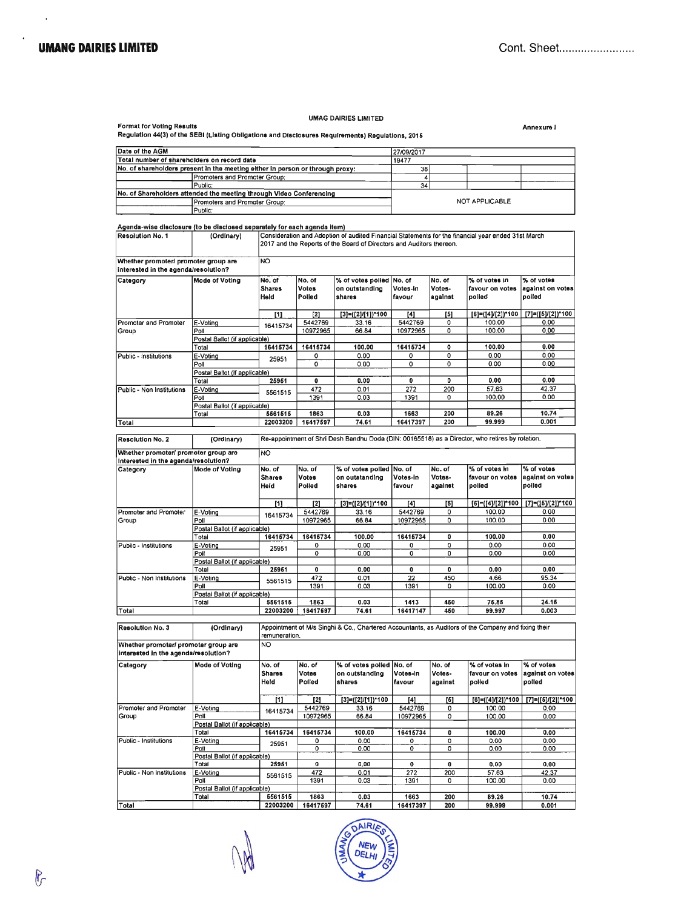UMANG DAIRIES LIMITED

Cont. Sheet........................

UMAG DAIRIES LIMITED

**Format for Voting Results**

**Annexure I**

**Regulation 44(3) of the SEBI (Listing Obligations and Disclosures Requirements) Regulations, 2015**

| Date of the AGM | | 27/09/2017 | | | |
|---|---|---|---|---|---|
| Total number of shareholders on record date | | 19477 | | | |
| No. of shareholders present in the meeting either in person or through proxy: | | 38 | | | |
| | Promoters and Promoter Group: | 4 | | | |
| | Public: | 34 | | | |
| No. of Shareholders attended the meeting through Video Conferencing | | NOT APPLICABLE | | | |
| | Promoters and Promoter Group: | | | | |
| | Public: | | | | |

**Agenda-wise disclosure (to be disclosed separately for each agenda item)**

| Resolution No. 1 | (Ordinary) | Consideration and Adoption of audited Financial Statements for the financial year ended 31st March 2017 and the Reports of the Board of Directors and Auditors thereon. | | | | | | |
|---|---|---|---|---|---|---|---|---|
| Whether promoter/ promoter group are interested in the agenda/resolution? | | NO | | | | | | |
| Category | Mode of Voting | No. of Shares Held | No. of Votes Polled | % of votes polled on outstanding shares | No. of Votes-in favour | No. of Votes-against | % of votes in favour on votes polled | % of votes against on votes polled |
| | | [1] | [2] | [3]=([2]/[1])*100 | [4] | [5] | [6]=([4]/[2])*100 | [7]=([5]/[2])*100 |
| Promoter and Promoter Group | E-Voting | 16415734 | 5442769 | 33.16 | 5442769 | 0 | 100.00 | 0.00 |
| | Poll | | 10972965 | 66.84 | 10972965 | 0 | 100.00 | 0.00 |
| | Postal Ballot (if applicable) | | | | | | | |
| | Total | 16415734 | 16415734 | 100.00 | 16415734 | 0 | 100.00 | 0.00 |
| Public - Institutions | E-Voting | 25951 | 0 | 0.00 | 0 | 0 | 0.00 | 0.00 |
| | Poll | | 0 | 0.00 | 0 | 0 | 0.00 | 0.00 |
| | Postal Ballot (if applicable) | | | | | | | |
| | Total | 25951 | 0 | 0.00 | 0 | 0 | 0.00 | 0.00 |
| Public - Non Institutions | E-Voting | 5561515 | 472 | 0.01 | 272 | 200 | 57.63 | 42.37 |
| | Poll | | 1391 | 0.03 | 1391 | 0 | 100.00 | 0.00 |
| | Postal Ballot (if applicable) | | | | | | | |
| | Total | 5561515 | 1863 | 0.03 | 1663 | 200 | 89.26 | 10.74 |
| Total | | 22003200 | 16417597 | 74.61 | 16417397 | 200 | 99.999 | 0.001 |

| Resolution No. 2 | (Ordinary) | Re-appointment of Shri Desh Bandhu Doda (DIN: 00165518) as a Director, who retires by rotation. | | | | | | |
|---|---|---|---|---|---|---|---|---|
| Whether promoter/ promoter group are interested in the agenda/resolution? | | NO | | | | | | |
| Category | Mode of Voting | No. of Shares Held | No. of Votes Polled | % of votes polled on outstanding shares | No. of Votes-in favour | No. of Votes-against | % of votes in favour on votes polled | % of votes against on votes polled |
| | | [1] | [2] | [3]=([2]/[1])*100 | [4] | [5] | [6]=([4]/[2])*100 | [7]=([5]/[2])*100 |
| Promoter and Promoter Group | E-Voting | 16415734 | 5442769 | 33.16 | 5442769 | 0 | 100.00 | 0.00 |
| | Poll | | 10972965 | 66.84 | 10972965 | 0 | 100.00 | 0.00 |
| | Postal Ballot (if applicable) | | | | | | | |
| | Total | 16415734 | 16415734 | 100.00 | 16415734 | 0 | 100.00 | 0.00 |
| Public - Institutions | E-Voting | 25951 | 0 | 0.00 | 0 | 0 | 0.00 | 0.00 |
| | Poll | | 0 | 0.00 | 0 | 0 | 0.00 | 0.00 |
| | Postal Ballot (if applicable) | | | | | | | |
| | Total | 25951 | 0 | 0.00 | 0 | 0 | 0.00 | 0.00 |
| Public - Non Institutions | E-Voting | 5561515 | 472 | 0.01 | 22 | 450 | 4.66 | 95.34 |
| | Poll | | 1391 | 0.03 | 1391 | 0 | 100.00 | 0.00 |
| | Postal Ballot (if applicable) | | | | | | | |
| | Total | 5561515 | 1863 | 0.03 | 1413 | 450 | 75.85 | 24.15 |
| Total | | 22003200 | 16417597 | 74.61 | 16417147 | 450 | 99.997 | 0.003 |

| Resolution No. 3 | (Ordinary) | Appointment of M/s Singhi & Co., Chartered Accountants, as Auditors of the Company and fixing their remuneration. | | | | | | |
|---|---|---|---|---|---|---|---|---|
| Whether promoter/ promoter group are interested in the agenda/resolution? | | NO | | | | | | |
| Category | Mode of Voting | No. of Shares Held | No. of Votes Polled | % of votes polled on outstanding shares | No. of Votes-in favour | No. of Votes-against | % of votes in favour on votes polled | % of votes against on votes polled |
| | | [1] | [2] | [3]=([2]/[1])*100 | [4] | [5] | [6]=([4]/[2])*100 | [7]=([5]/[2])*100 |
| Promoter and Promoter Group | E-Voting | 16415734 | 5442769 | 33.16 | 5442769 | 0 | 100.00 | 0.00 |
| | Poll | | 10972965 | 66.84 | 10972965 | 0 | 100.00 | 0.00 |
| | Postal Ballot (if applicable) | | | | | | | |
| | Total | 16415734 | 16415734 | 100.00 | 16415734 | 0 | 100.00 | 0.00 |
| Public - Institutions | E-Voting | 25951 | 0 | 0.00 | 0 | 0 | 0.00 | 0.00 |
| | Poll | | 0 | 0.00 | 0 | 0 | 0.00 | 0.00 |
| | Postal Ballot (if applicable) | | | | | | | |
| | Total | 25951 | 0 | 0.00 | 0 | 0 | 0.00 | 0.00 |
| Public - Non Institutions | E-Voting | 5561515 | 472 | 0.01 | 272 | 200 | 57.63 | 42.37 |
| | Poll | | 1391 | 0.03 | 1391 | 0 | 100.00 | 0.00 |
| | Postal Ballot (if applicable) | | | | | | | |
| | Total | 5561515 | 1863 | 0.03 | 1663 | 200 | 89.26 | 10.74 |
| Total | | 22003200 | 16417597 | 74.61 | 16417397 | 200 | 99.999 | 0.001 |

UMANG DAIRIES LIMITED NEW DELHI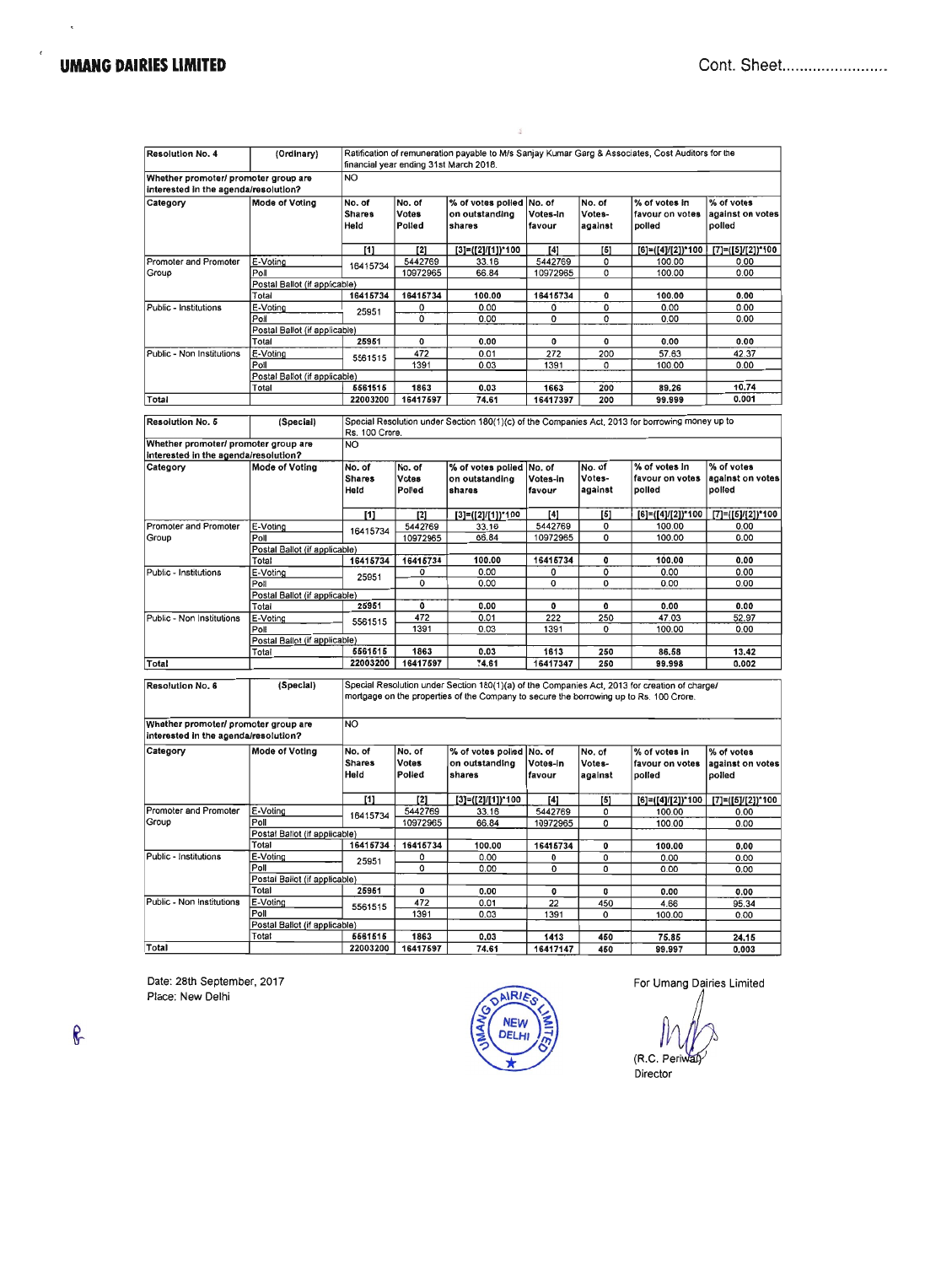**UMANG DAIRIES LIMITED**

Cont. Sheet.........................

| Resolution No. 4 | (Ordinary) | Ratification of remuneration payable to M/s Sanjay Kumar Garg & Associates, Cost Auditors for the financial year ending 31st March 2018. | | | | | | |
|---|---|---|---|---|---|---|---|---|
| Whether promoter/ promoter group are interested in the agenda/resolution? | | NO | | | | | | |
| Category | Mode of Voting | No. of Shares Held | No. of Votes Polled | % of votes polled on outstanding shares | No. of Votes-in favour | No. of Votes-against | % of votes in favour on votes polled | % of votes against on votes polled |
| | | [1] | [2] | [3]=([2]/[1])*100 | [4] | [5] | [6]=([4]/[2])*100 | [7]=([5]/[2])*100 |
| Promoter and Promoter Group | E-Voting | 16415734 | 5442769 | 33.16 | 5442769 | 0 | 100.00 | 0.00 |
| | Poll | | 10972965 | 66.84 | 10972965 | 0 | 100.00 | 0.00 |
| | Postal Ballot (if applicable) | | | | | | | |
| | Total | 16415734 | 16415734 | 100.00 | 16415734 | 0 | 100.00 | 0.00 |
| Public - Institutions | E-Voting | 25951 | 0 | 0.00 | 0 | 0 | 0.00 | 0.00 |
| | Poll | | 0 | 0.00 | 0 | 0 | 0.00 | 0.00 |
| | Postal Ballot (if applicable) | | | | | | | |
| | Total | 25951 | 0 | 0.00 | 0 | 0 | 0.00 | 0.00 |
| Public - Non Institutions | E-Voting | 5561515 | 472 | 0.01 | 272 | 200 | 57.63 | 42.37 |
| | Poll | | 1391 | 0.03 | 1391 | 0 | 100.00 | 0.00 |
| | Postal Ballot (if applicable) | | | | | | | |
| | Total | 5561515 | 1863 | 0.03 | 1663 | 200 | 89.26 | 10.74 |
| Total | | 22003200 | 16417597 | 74.61 | 16417397 | 200 | 99.999 | 0.001 |

| Resolution No. 5 | (Special) | Special Resolution under Section 180(1)(c) of the Companies Act, 2013 for borrowing money up to Rs. 100 Crore. | | | | | | |
|---|---|---|---|---|---|---|---|---|
| Whether promoter/ promoter group are interested in the agenda/resolution? | | NO | | | | | | |
| Category | Mode of Voting | No. of Shares Held | No. of Votes Polled | % of votes polled on outstanding shares | No. of Votes-in favour | No. of Votes-against | % of votes in favour on votes polled | % of votes against on votes polled |
| | | [1] | [2] | [3]=([2]/[1])*100 | [4] | [5] | [6]=([4]/[2])*100 | [7]=([5]/[2])*100 |
| Promoter and Promoter Group | E-Voting | 16415734 | 5442769 | 33.16 | 5442769 | 0 | 100.00 | 0.00 |
| | Poll | | 10972965 | 66.84 | 10972965 | 0 | 100.00 | 0.00 |
| | Postal Ballot (if applicable) | | | | | | | |
| | Total | 16415734 | 16415734 | 100.00 | 16415734 | 0 | 100.00 | 0.00 |
| Public - Institutions | E-Voting | 25951 | 0 | 0.00 | 0 | 0 | 0.00 | 0.00 |
| | Poll | | 0 | 0.00 | 0 | 0 | 0.00 | 0.00 |
| | Postal Ballot (if applicable) | | | | | | | |
| | Total | 25951 | 0 | 0.00 | 0 | 0 | 0.00 | 0.00 |
| Public - Non Institutions | E-Voting | 5561515 | 472 | 0.01 | 222 | 250 | 47.03 | 52.97 |
| | Poll | | 1391 | 0.03 | 1391 | 0 | 100.00 | 0.00 |
| | Postal Ballot (if applicable) | | | | | | | |
| | Total | 5561515 | 1863 | 0.03 | 1613 | 250 | 86.58 | 13.42 |
| Total | | 22003200 | 16417597 | 74.61 | 16417347 | 250 | 99.998 | 0.002 |

| Resolution No. 6 | (Special) | Special Resolution under Section 180(1)(a) of the Companies Act, 2013 for creation of charge/ mortgage on the properties of the Company to secure the borrowing up to Rs. 100 Crore. | | | | | | |
|---|---|---|---|---|---|---|---|---|
| Whether promoter/ promoter group are interested in the agenda/resolution? | | NO | | | | | | |
| Category | Mode of Voting | No. of Shares Held | No. of Votes Polled | % of votes polled on outstanding shares | No. of Votes-in favour | No. of Votes-against | % of votes in favour on votes polled | % of votes against on votes polled |
| | | [1] | [2] | [3]=([2]/[1])*100 | [4] | [5] | [6]=([4]/[2])*100 | [7]=([5]/[2])*100 |
| Promoter and Promoter Group | E-Voting | 16415734 | 5442769 | 33.16 | 5442769 | 0 | 100.00 | 0.00 |
| | Poll | | 10972965 | 66.84 | 10972965 | 0 | 100.00 | 0.00 |
| | Postal Ballot (if applicable) | | | | | | | |
| | Total | 16415734 | 16415734 | 100.00 | 16415734 | 0 | 100.00 | 0.00 |
| Public - Institutions | E-Voting | 25951 | 0 | 0.00 | 0 | 0 | 0.00 | 0.00 |
| | Poll | | 0 | 0.00 | 0 | 0 | 0.00 | 0.00 |
| | Postal Ballot (if applicable) | | | | | | | |
| | Total | 25951 | 0 | 0.00 | 0 | 0 | 0.00 | 0.00 |
| Public - Non Institutions | E-Voting | 5561515 | 472 | 0.01 | 22 | 450 | 4.66 | 95.34 |
| | Poll | | 1391 | 0.03 | 1391 | 0 | 100.00 | 0.00 |
| | Postal Ballot (if applicable) | | | | | | | |
| | Total | 5561515 | 1863 | 0.03 | 1413 | 450 | 75.85 | 24.15 |
| Total | | 22003200 | 16417597 | 74.61 | 16417147 | 450 | 99.997 | 0.003 |

Date: 28th September, 2017
Place: New Delhi

For Umang Dairies Limited

(R.C. Periwal)
Director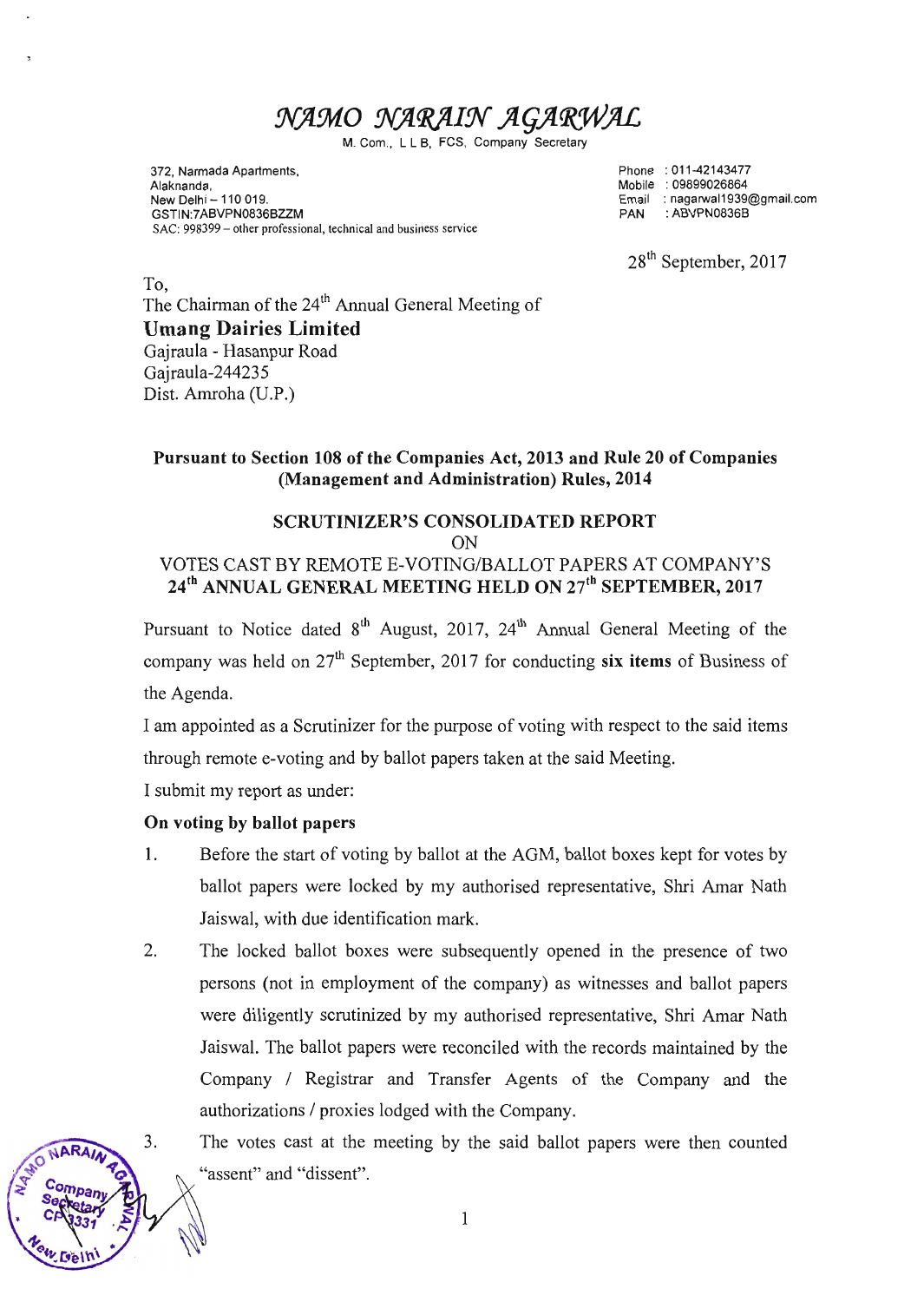# NAMO NARAIN AGARWAL

M. Com., L L B, FCS, Company Secretary

372, Narmada Apartments,
Alaknanda,
New Delhi – 110 019.
GSTIN:7ABVPN0836BZZM
SAC: 998399 – other professional, technical and business service

Phone : 011-42143477
Mobile : 09899026864
Email : nagarwal1939@gmail.com
PAN : ABVPN0836B

28th September, 2017

To,
The Chairman of the 24th Annual General Meeting of
**Umang Dairies Limited**
Gajraula - Hasanpur Road
Gajraula-244235
Dist. Amroha (U.P.)

**Pursuant to Section 108 of the Companies Act, 2013 and Rule 20 of Companies (Management and Administration) Rules, 2014**

**SCRUTINIZER'S CONSOLIDATED REPORT**
ON
VOTES CAST BY REMOTE E-VOTING/BALLOT PAPERS AT COMPANY'S
**24th ANNUAL GENERAL MEETING HELD ON 27th SEPTEMBER, 2017**

Pursuant to Notice dated 8th August, 2017, 24th Annual General Meeting of the company was held on 27th September, 2017 for conducting **six items** of Business of the Agenda.

I am appointed as a Scrutinizer for the purpose of voting with respect to the said items through remote e-voting and by ballot papers taken at the said Meeting.

I submit my report as under:

**On voting by ballot papers**

1. Before the start of voting by ballot at the AGM, ballot boxes kept for votes by ballot papers were locked by my authorised representative, Shri Amar Nath Jaiswal, with due identification mark.

2. The locked ballot boxes were subsequently opened in the presence of two persons (not in employment of the company) as witnesses and ballot papers were diligently scrutinized by my authorised representative, Shri Amar Nath Jaiswal. The ballot papers were reconciled with the records maintained by the Company / Registrar and Transfer Agents of the Company and the authorizations / proxies lodged with the Company.

3. The votes cast at the meeting by the said ballot papers were then counted "assent" and "dissent".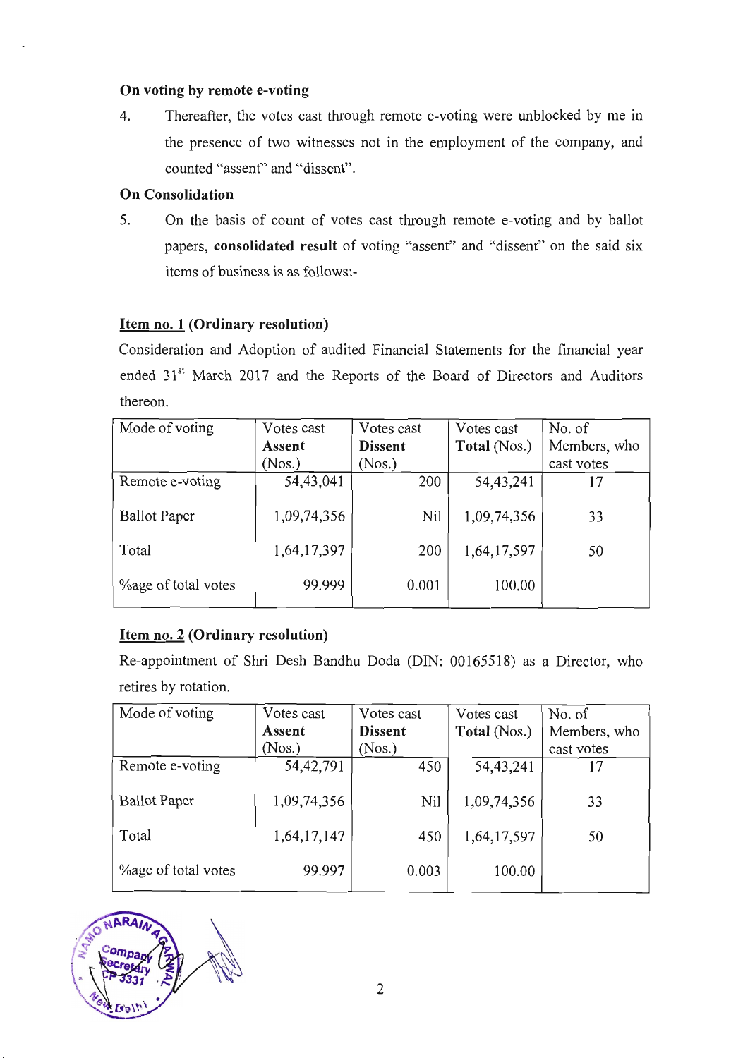**On voting by remote e-voting**

4. Thereafter, the votes cast through remote e-voting were unblocked by me in the presence of two witnesses not in the employment of the company, and counted "assent" and "dissent".

**On Consolidation**

5. On the basis of count of votes cast through remote e-voting and by ballot papers, **consolidated result** of voting "assent" and "dissent" on the said six items of business is as follows:-

**Item no. 1 (Ordinary resolution)**

Consideration and Adoption of audited Financial Statements for the financial year ended 31st March 2017 and the Reports of the Board of Directors and Auditors thereon.

| Mode of voting | Votes cast **Assent** (Nos.) | Votes cast **Dissent** (Nos.) | Votes cast **Total** (Nos.) | No. of Members, who cast votes |
|---|---|---|---|---|
| Remote e-voting | 54,43,041 | 200 | 54,43,241 | 17 |
| Ballot Paper | 1,09,74,356 | Nil | 1,09,74,356 | 33 |
| Total | 1,64,17,397 | 200 | 1,64,17,597 | 50 |
| %age of total votes | 99.999 | 0.001 | 100.00 | |

**Item no. 2 (Ordinary resolution)**

Re-appointment of Shri Desh Bandhu Doda (DIN: 00165518) as a Director, who retires by rotation.

| Mode of voting | Votes cast **Assent** (Nos.) | Votes cast **Dissent** (Nos.) | Votes cast **Total** (Nos.) | No. of Members, who cast votes |
|---|---|---|---|---|
| Remote e-voting | 54,42,791 | 450 | 54,43,241 | 17 |
| Ballot Paper | 1,09,74,356 | Nil | 1,09,74,356 | 33 |
| Total | 1,64,17,147 | 450 | 1,64,17,597 | 50 |
| %age of total votes | 99.997 | 0.003 | 100.00 | |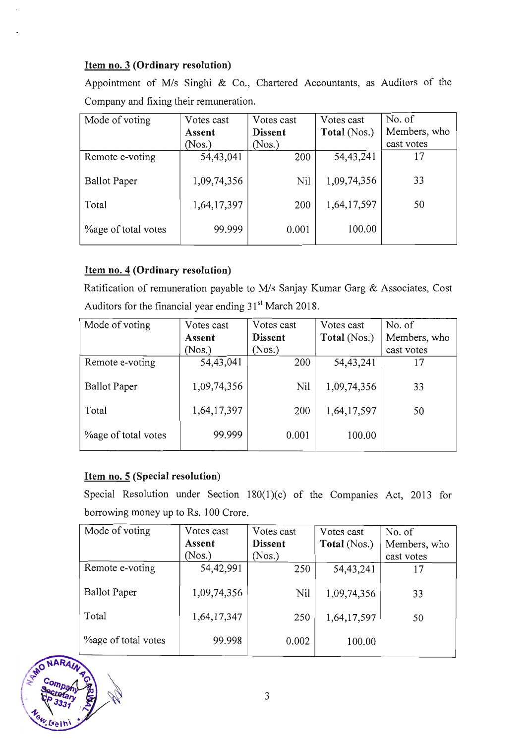**Item no. 3 (Ordinary resolution)**

Appointment of M/s Singhi & Co., Chartered Accountants, as Auditors of the Company and fixing their remuneration.

| Mode of voting | Votes cast **Assent** (Nos.) | Votes cast **Dissent** (Nos.) | Votes cast **Total** (Nos.) | No. of Members, who cast votes |
|---|---|---|---|---|
| Remote e-voting | 54,43,041 | 200 | 54,43,241 | 17 |
| Ballot Paper | 1,09,74,356 | Nil | 1,09,74,356 | 33 |
| Total | 1,64,17,397 | 200 | 1,64,17,597 | 50 |
| %age of total votes | 99.999 | 0.001 | 100.00 | |

**Item no. 4 (Ordinary resolution)**

Ratification of remuneration payable to M/s Sanjay Kumar Garg & Associates, Cost Auditors for the financial year ending 31st March 2018.

| Mode of voting | Votes cast **Assent** (Nos.) | Votes cast **Dissent** (Nos.) | Votes cast **Total** (Nos.) | No. of Members, who cast votes |
|---|---|---|---|---|
| Remote e-voting | 54,43,041 | 200 | 54,43,241 | 17 |
| Ballot Paper | 1,09,74,356 | Nil | 1,09,74,356 | 33 |
| Total | 1,64,17,397 | 200 | 1,64,17,597 | 50 |
| %age of total votes | 99.999 | 0.001 | 100.00 | |

**Item no. 5 (Special resolution)**

Special Resolution under Section 180(1)(c) of the Companies Act, 2013 for borrowing money up to Rs. 100 Crore.

| Mode of voting | Votes cast **Assent** (Nos.) | Votes cast **Dissent** (Nos.) | Votes cast **Total** (Nos.) | No. of Members, who cast votes |
|---|---|---|---|---|
| Remote e-voting | 54,42,991 | 250 | 54,43,241 | 17 |
| Ballot Paper | 1,09,74,356 | Nil | 1,09,74,356 | 33 |
| Total | 1,64,17,347 | 250 | 1,64,17,597 | 50 |
| %age of total votes | 99.998 | 0.002 | 100.00 | |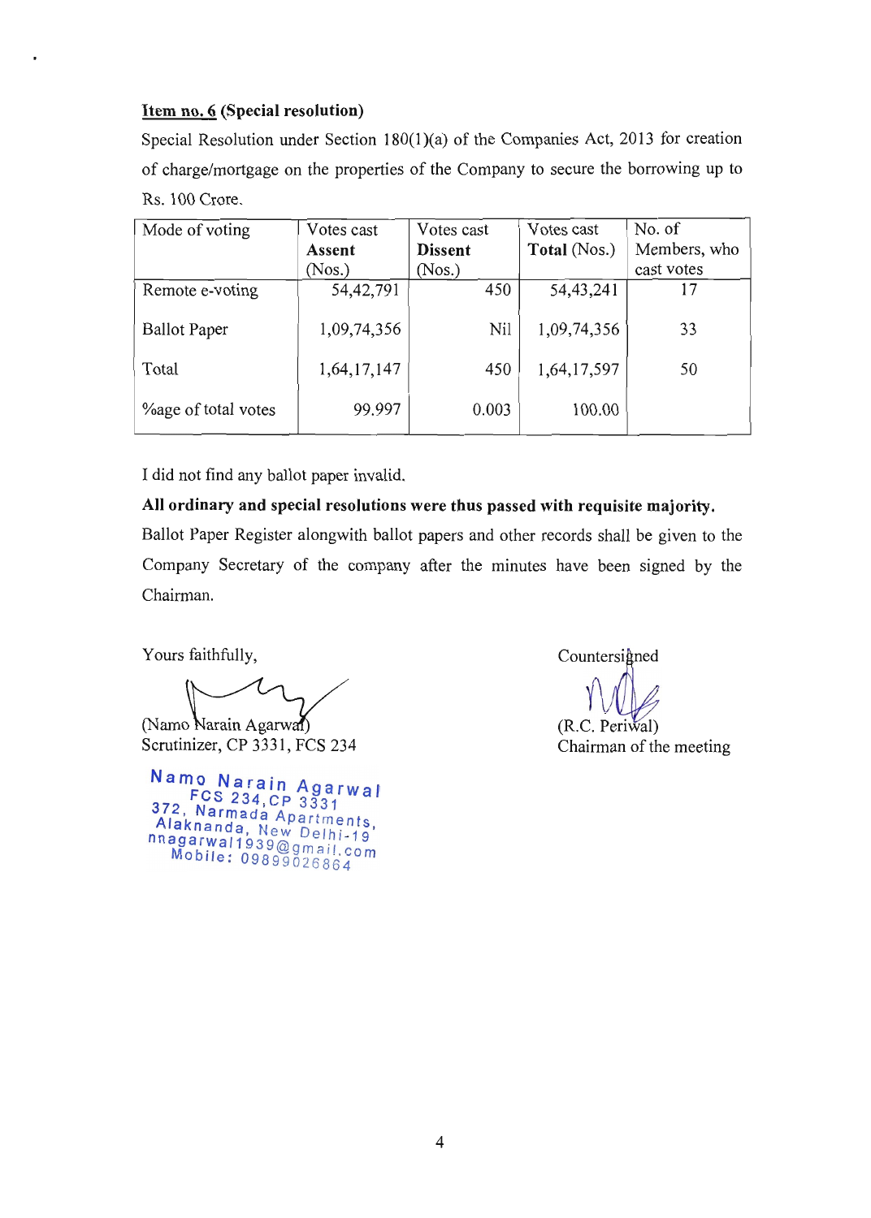**Item no. 6 (Special resolution)**

Special Resolution under Section 180(1)(a) of the Companies Act, 2013 for creation of charge/mortgage on the properties of the Company to secure the borrowing up to Rs. 100 Crore.

| Mode of voting | Votes cast **Assent** (Nos.) | Votes cast **Dissent** (Nos.) | Votes cast **Total** (Nos.) | No. of Members, who cast votes |
|---|---|---|---|---|
| Remote e-voting | 54,42,791 | 450 | 54,43,241 | 17 |
| Ballot Paper | 1,09,74,356 | Nil | 1,09,74,356 | 33 |
| Total | 1,64,17,147 | 450 | 1,64,17,597 | 50 |
| %age of total votes | 99.997 | 0.003 | 100.00 | |

I did not find any ballot paper invalid.

**All ordinary and special resolutions were thus passed with requisite majority.**

Ballot Paper Register alongwith ballot papers and other records shall be given to the Company Secretary of the company after the minutes have been signed by the Chairman.

Yours faithfully,

(Namo Narain Agarwal)
Scrutinizer, CP 3331, FCS 234

Namo Narain Agarwal
FCS 234, CP 3331
372, Narmada Apartments,
Alaknanda, New Delhi-19
nnagarwal1939@gmail.com
Mobile: 09899026864

Countersigned

(R.C. Periwal)
Chairman of the meeting